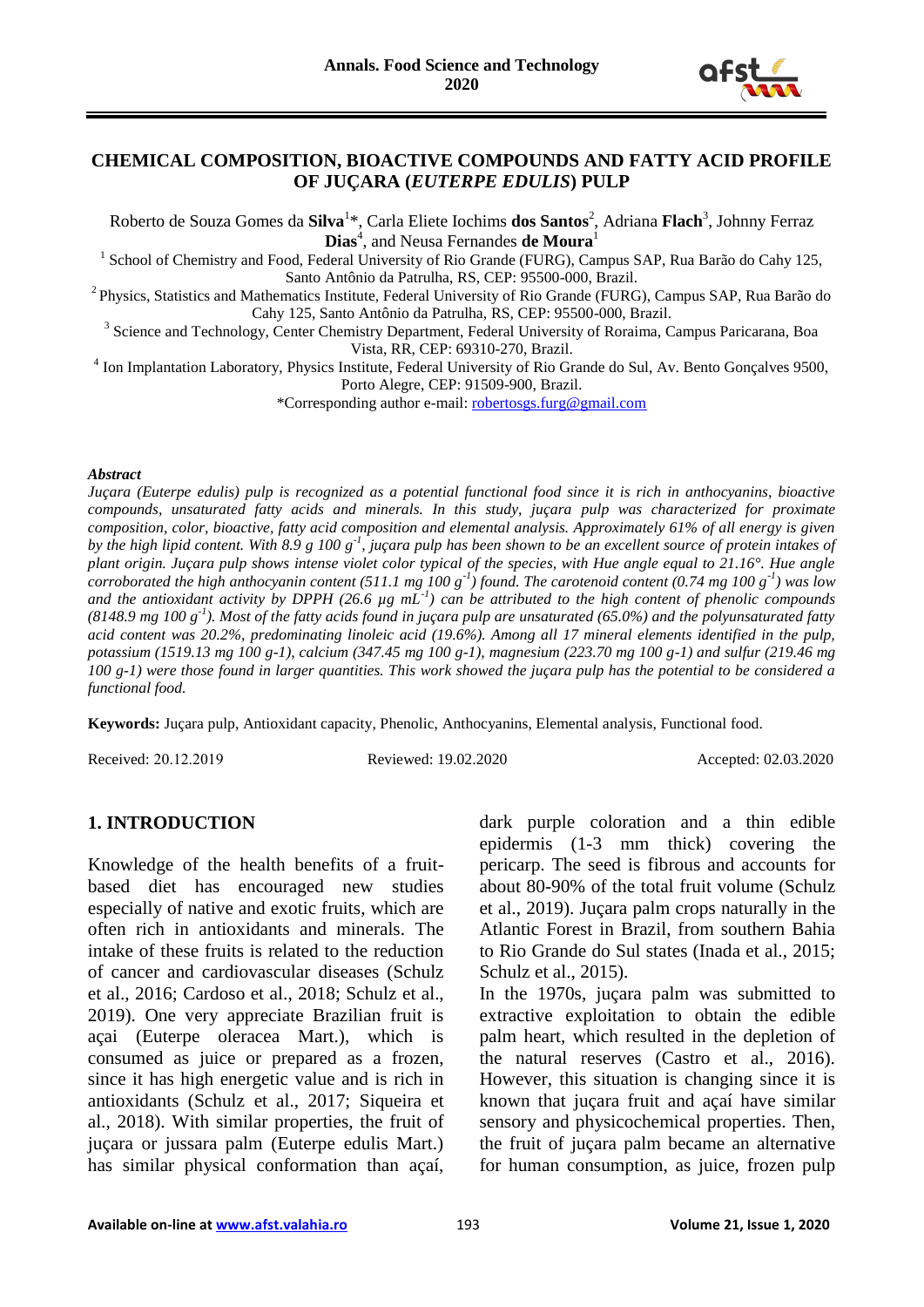# CHEMICAL COMPOSITION, BIOACTIVE COMPOUNDS AND FATTY ACID PROFILE OF JUÇARA (*EUTERPE EDULIS*) PULP

Roberto de Souza Gomes da **Silva**[1]*, Carla Eliete Iochims **dos Santos**[2], Adriana **Flach**[3], Johnny Ferraz **Dias**[4], and Neusa Fernandes **de Moura**[1]

[1] School of Chemistry and Food, Federal University of Rio Grande (FURG), Campus SAP, Rua Barão do Cahy 125, Santo Antônio da Patrulha, RS, CEP: 95500-000, Brazil.

[2] Physics, Statistics and Mathematics Institute, Federal University of Rio Grande (FURG), Campus SAP, Rua Barão do Cahy 125, Santo Antônio da Patrulha, RS, CEP: 95500-000, Brazil.

[3] Science and Technology, Center Chemistry Department, Federal University of Roraima, Campus Paricarana, Boa Vista, RR, CEP: 69310-270, Brazil.

[4] Ion Implantation Laboratory, Physics Institute, Federal University of Rio Grande do Sul, Av. Bento Gonçalves 9500, Porto Alegre, CEP: 91509-900, Brazil.

*Corresponding author e-mail: robertosgs.furg@gmail.com

***Abstract***

*Juçara (Euterpe edulis) pulp is recognized as a potential functional food since it is rich in anthocyanins, bioactive compounds, unsaturated fatty acids and minerals. In this study, juçara pulp was characterized for proximate composition, color, bioactive, fatty acid composition and elemental analysis. Approximately 61% of all energy is given by the high lipid content. With 8.9 g 100 $g^{-1}$, juçara pulp has been shown to be an excellent source of protein intakes of plant origin. Juçara pulp shows intense violet color typical of the species, with Hue angle equal to 21.16°. Hue angle corroborated the high anthocyanin content (511.1 mg 100 $g^{-1}$) found. The carotenoid content (0.74 mg 100 $g^{-1}$) was low and the antioxidant activity by DPPH (26.6 µg $mL^{-1}$) can be attributed to the high content of phenolic compounds (8148.9 mg 100 $g^{-1}$). Most of the fatty acids found in juçara pulp are unsaturated (65.0%) and the polyunsaturated fatty acid content was 20.2%, predominating linoleic acid (19.6%). Among all 17 mineral elements identified in the pulp, potassium (1519.13 mg 100 g-1), calcium (347.45 mg 100 g-1), magnesium (223.70 mg 100 g-1) and sulfur (219.46 mg 100 g-1) were those found in larger quantities. This work showed the juçara pulp has the potential to be considered a functional food.*

**Keywords:** Juçara pulp, Antioxidant capacity, Phenolic, Anthocyanins, Elemental analysis, Functional food.

Received: 20.12.2019    Reviewed: 19.02.2020    Accepted: 02.03.2020

## 1. INTRODUCTION

Knowledge of the health benefits of a fruit-based diet has encouraged new studies especially of native and exotic fruits, which are often rich in antioxidants and minerals. The intake of these fruits is related to the reduction of cancer and cardiovascular diseases (Schulz et al., 2016; Cardoso et al., 2018; Schulz et al., 2019). One very appreciate Brazilian fruit is açai (Euterpe oleracea Mart.), which is consumed as juice or prepared as a frozen, since it has high energetic value and is rich in antioxidants (Schulz et al., 2017; Siqueira et al., 2018). With similar properties, the fruit of juçara or jussara palm (Euterpe edulis Mart.) has similar physical conformation than açaí, dark purple coloration and a thin edible epidermis (1-3 mm thick) covering the pericarp. The seed is fibrous and accounts for about 80-90% of the total fruit volume (Schulz et al., 2019). Juçara palm crops naturally in the Atlantic Forest in Brazil, from southern Bahia to Rio Grande do Sul states (Inada et al., 2015; Schulz et al., 2015).

In the 1970s, juçara palm was submitted to extractive exploitation to obtain the edible palm heart, which resulted in the depletion of the natural reserves (Castro et al., 2016). However, this situation is changing since it is known that juçara fruit and açaí have similar sensory and physicochemical properties. Then, the fruit of juçara palm became an alternative for human consumption, as juice, frozen pulp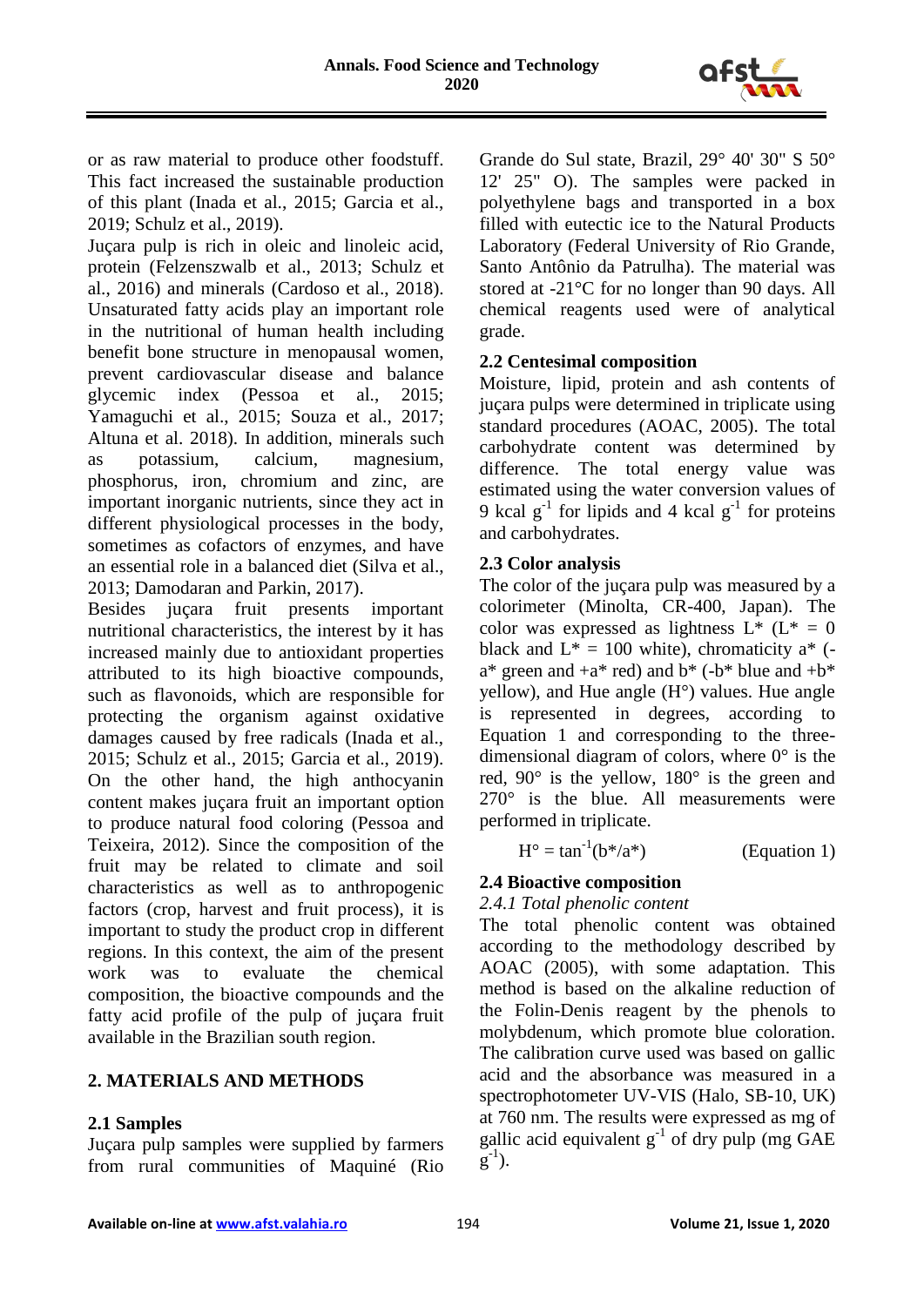or as raw material to produce other foodstuff. This fact increased the sustainable production of this plant (Inada et al., 2015; Garcia et al., 2019; Schulz et al., 2019).

Juçara pulp is rich in oleic and linoleic acid, protein (Felzenszwalb et al., 2013; Schulz et al., 2016) and minerals (Cardoso et al., 2018). Unsaturated fatty acids play an important role in the nutritional of human health including benefit bone structure in menopausal women, prevent cardiovascular disease and balance glycemic index (Pessoa et al., 2015; Yamaguchi et al., 2015; Souza et al., 2017; Altuna et al. 2018). In addition, minerals such as potassium, calcium, magnesium, phosphorus, iron, chromium and zinc, are important inorganic nutrients, since they act in different physiological processes in the body, sometimes as cofactors of enzymes, and have an essential role in a balanced diet (Silva et al., 2013; Damodaran and Parkin, 2017).

Besides juçara fruit presents important nutritional characteristics, the interest by it has increased mainly due to antioxidant properties attributed to its high bioactive compounds, such as flavonoids, which are responsible for protecting the organism against oxidative damages caused by free radicals (Inada et al., 2015; Schulz et al., 2015; Garcia et al., 2019). On the other hand, the high anthocyanin content makes juçara fruit an important option to produce natural food coloring (Pessoa and Teixeira, 2012). Since the composition of the fruit may be related to climate and soil characteristics as well as to anthropogenic factors (crop, harvest and fruit process), it is important to study the product crop in different regions. In this context, the aim of the present work was to evaluate the chemical composition, the bioactive compounds and the fatty acid profile of the pulp of juçara fruit available in the Brazilian south region.

## 2. MATERIALS AND METHODS

### 2.1 Samples

Juçara pulp samples were supplied by farmers from rural communities of Maquiné (Rio Grande do Sul state, Brazil, 29° 40' 30" S 50° 12' 25" O). The samples were packed in polyethylene bags and transported in a box filled with eutectic ice to the Natural Products Laboratory (Federal University of Rio Grande, Santo Antônio da Patrulha). The material was stored at -21°C for no longer than 90 days. All chemical reagents used were of analytical grade.

### 2.2 Centesimal composition

Moisture, lipid, protein and ash contents of juçara pulps were determined in triplicate using standard procedures (AOAC, 2005). The total carbohydrate content was determined by difference. The total energy value was estimated using the water conversion values of 9 kcal $g^{-1}$ for lipids and 4 kcal $g^{-1}$ for proteins and carbohydrates.

### 2.3 Color analysis

The color of the juçara pulp was measured by a colorimeter (Minolta, CR-400, Japan). The color was expressed as lightness $L^*$ ($L^* = 0$ black and $L^* = 100$ white), chromaticity $a^*$ ($-a^*$ green and $+a^*$ red) and $b^*$ ($-b^*$ blue and $+b^*$ yellow), and Hue angle (H°) values. Hue angle is represented in degrees, according to Equation 1 and corresponding to the three-dimensional diagram of colors, where 0° is the red, 90° is the yellow, 180° is the green and 270° is the blue. All measurements were performed in triplicate.

$$H° = \tan^{-1}(b^*/a^*) \qquad \text{(Equation 1)}$$

### 2.4 Bioactive composition

#### *2.4.1 Total phenolic content*

The total phenolic content was obtained according to the methodology described by AOAC (2005), with some adaptation. This method is based on the alkaline reduction of the Folin-Denis reagent by the phenols to molybdenum, which promote blue coloration. The calibration curve used was based on gallic acid and the absorbance was measured in a spectrophotometer UV-VIS (Halo, SB-10, UK) at 760 nm. The results were expressed as mg of gallic acid equivalent $g^{-1}$ of dry pulp (mg GAE $g^{-1}$).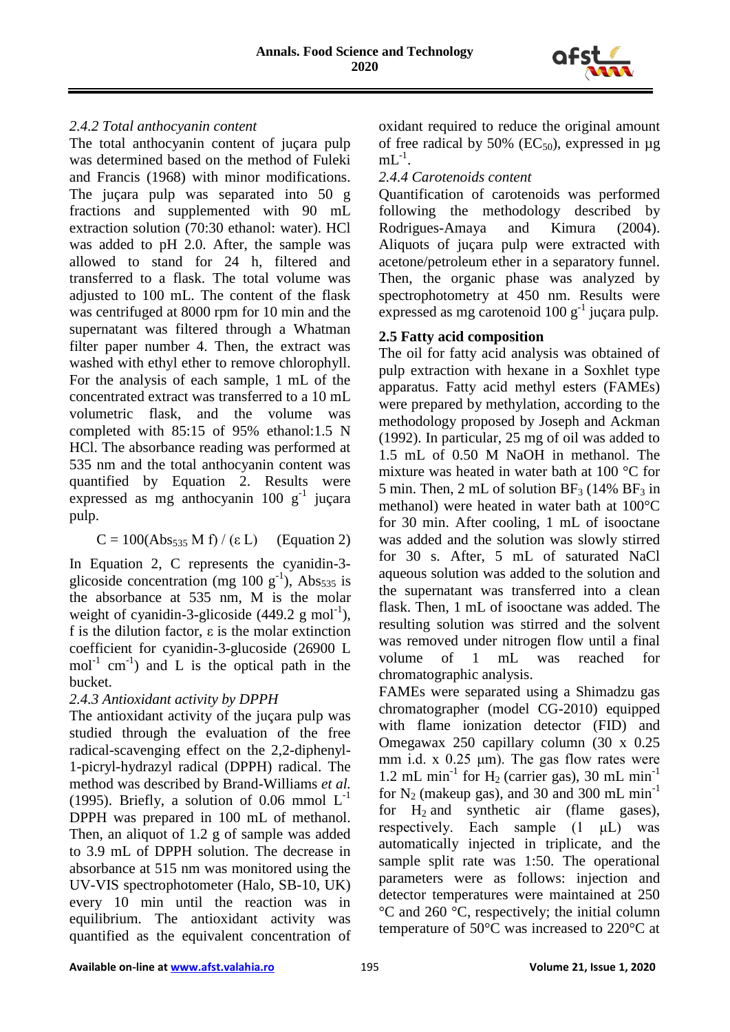#### *2.4.2 Total anthocyanin content*

The total anthocyanin content of juçara pulp was determined based on the method of Fuleki and Francis (1968) with minor modifications. The juçara pulp was separated into 50 g fractions and supplemented with 90 mL extraction solution (70:30 ethanol: water). HCl was added to pH 2.0. After, the sample was allowed to stand for 24 h, filtered and transferred to a flask. The total volume was adjusted to 100 mL. The content of the flask was centrifuged at 8000 rpm for 10 min and the supernatant was filtered through a Whatman filter paper number 4. Then, the extract was washed with ethyl ether to remove chlorophyll. For the analysis of each sample, 1 mL of the concentrated extract was transferred to a 10 mL volumetric flask, and the volume was completed with 85:15 of 95% ethanol:1.5 N HCl. The absorbance reading was performed at 535 nm and the total anthocyanin content was quantified by Equation 2. Results were expressed as mg anthocyanin 100 $g^{-1}$ juçara pulp.

$$C = 100(Abs_{535}\, M\, f) / (\varepsilon\, L) \quad \text{(Equation 2)}$$

In Equation 2, C represents the cyanidin-3-glicoside concentration (mg 100 $g^{-1}$), $Abs_{535}$ is the absorbance at 535 nm, M is the molar weight of cyanidin-3-glicoside (449.2 g $mol^{-1}$), f is the dilution factor, ε is the molar extinction coefficient for cyanidin-3-glucoside (26900 L $mol^{-1}$ $cm^{-1}$) and L is the optical path in the bucket.

#### *2.4.3 Antioxidant activity by DPPH*

The antioxidant activity of the juçara pulp was studied through the evaluation of the free radical-scavenging effect on the 2,2-diphenyl-1-picryl-hydrazyl radical (DPPH) radical. The method was described by Brand-Williams *et al.* (1995). Briefly, a solution of 0.06 mmol $L^{-1}$ DPPH was prepared in 100 mL of methanol. Then, an aliquot of 1.2 g of sample was added to 3.9 mL of DPPH solution. The decrease in absorbance at 515 nm was monitored using the UV-VIS spectrophotometer (Halo, SB-10, UK) every 10 min until the reaction was in equilibrium. The antioxidant activity was quantified as the equivalent concentration of oxidant required to reduce the original amount of free radical by 50% ($EC_{50}$), expressed in µg $mL^{-1}$.

#### *2.4.4 Carotenoids content*

Quantification of carotenoids was performed following the methodology described by Rodrigues-Amaya and Kimura (2004). Aliquots of juçara pulp were extracted with acetone/petroleum ether in a separatory funnel. Then, the organic phase was analyzed by spectrophotometry at 450 nm. Results were expressed as mg carotenoid 100 $g^{-1}$ juçara pulp.

### **2.5 Fatty acid composition**

The oil for fatty acid analysis was obtained of pulp extraction with hexane in a Soxhlet type apparatus. Fatty acid methyl esters (FAMEs) were prepared by methylation, according to the methodology proposed by Joseph and Ackman (1992). In particular, 25 mg of oil was added to 1.5 mL of 0.50 M NaOH in methanol. The mixture was heated in water bath at 100 °C for 5 min. Then, 2 mL of solution $BF_3$ (14% $BF_3$ in methanol) were heated in water bath at 100°C for 30 min. After cooling, 1 mL of isooctane was added and the solution was slowly stirred for 30 s. After, 5 mL of saturated NaCl aqueous solution was added to the solution and the supernatant was transferred into a clean flask. Then, 1 mL of isooctane was added. The resulting solution was stirred and the solvent was removed under nitrogen flow until a final volume of 1 mL was reached for chromatographic analysis.

FAMEs were separated using a Shimadzu gas chromatographer (model CG-2010) equipped with flame ionization detector (FID) and Omegawax 250 capillary column (30 x 0.25 mm i.d. x 0.25 μm). The gas flow rates were 1.2 mL $min^{-1}$ for $H_2$ (carrier gas), 30 mL $min^{-1}$ for $N_2$ (makeup gas), and 30 and 300 mL $min^{-1}$ for $H_2$ and synthetic air (flame gases), respectively. Each sample (1 μL) was automatically injected in triplicate, and the sample split rate was 1:50. The operational parameters were as follows: injection and detector temperatures were maintained at 250 °C and 260 °C, respectively; the initial column temperature of 50°C was increased to 220°C at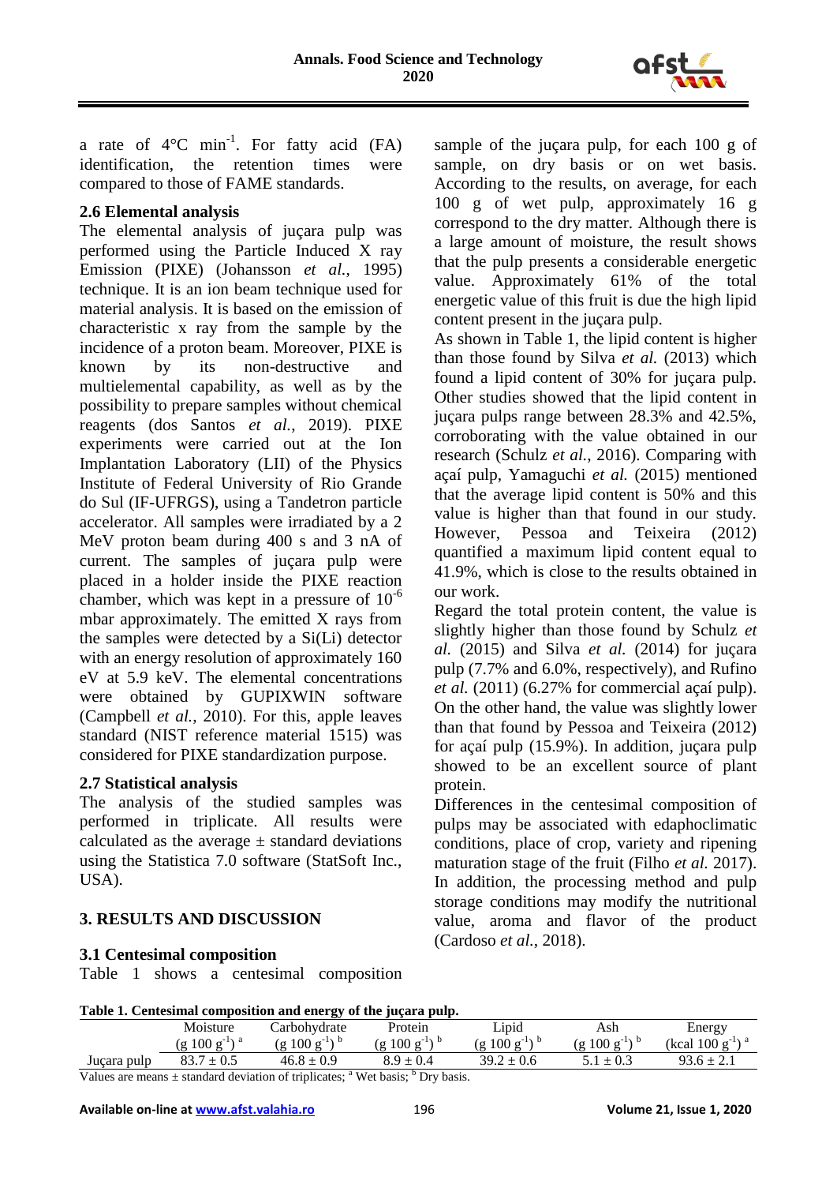a rate of 4°C $min^{-1}$. For fatty acid (FA) identification, the retention times were compared to those of FAME standards.

### 2.6 Elemental analysis

The elemental analysis of juçara pulp was performed using the Particle Induced X ray Emission (PIXE) (Johansson *et al.*, 1995) technique. It is an ion beam technique used for material analysis. It is based on the emission of characteristic x ray from the sample by the incidence of a proton beam. Moreover, PIXE is known by its non-destructive and multielemental capability, as well as by the possibility to prepare samples without chemical reagents (dos Santos *et al.*, 2019). PIXE experiments were carried out at the Ion Implantation Laboratory (LII) of the Physics Institute of Federal University of Rio Grande do Sul (IF-UFRGS), using a Tandetron particle accelerator. All samples were irradiated by a 2 MeV proton beam during 400 s and 3 nA of current. The samples of juçara pulp were placed in a holder inside the PIXE reaction chamber, which was kept in a pressure of $10^{-6}$ mbar approximately. The emitted X rays from the samples were detected by a Si(Li) detector with an energy resolution of approximately 160 eV at 5.9 keV. The elemental concentrations were obtained by GUPIXWIN software (Campbell *et al.*, 2010). For this, apple leaves standard (NIST reference material 1515) was considered for PIXE standardization purpose.

### 2.7 Statistical analysis

The analysis of the studied samples was performed in triplicate. All results were calculated as the average ± standard deviations using the Statistica 7.0 software (StatSoft Inc., USA).

## 3. RESULTS AND DISCUSSION

### 3.1 Centesimal composition

Table 1 shows a centesimal composition sample of the juçara pulp, for each 100 g of sample, on dry basis or on wet basis. According to the results, on average, for each 100 g of wet pulp, approximately 16 g correspond to the dry matter. Although there is a large amount of moisture, the result shows that the pulp presents a considerable energetic value. Approximately 61% of the total energetic value of this fruit is due the high lipid content present in the juçara pulp.

As shown in Table 1, the lipid content is higher than those found by Silva *et al.* (2013) which found a lipid content of 30% for juçara pulp. Other studies showed that the lipid content in juçara pulps range between 28.3% and 42.5%, corroborating with the value obtained in our research (Schulz *et al.*, 2016). Comparing with açaí pulp, Yamaguchi *et al.* (2015) mentioned that the average lipid content is 50% and this value is higher than that found in our study. However, Pessoa and Teixeira (2012) quantified a maximum lipid content equal to 41.9%, which is close to the results obtained in our work.

Regard the total protein content, the value is slightly higher than those found by Schulz *et al.* (2015) and Silva *et al.* (2014) for juçara pulp (7.7% and 6.0%, respectively), and Rufino *et al.* (2011) (6.27% for commercial açaí pulp). On the other hand, the value was slightly lower than that found by Pessoa and Teixeira (2012) for açaí pulp (15.9%). In addition, juçara pulp showed to be an excellent source of plant protein.

Differences in the centesimal composition of pulps may be associated with edaphoclimatic conditions, place of crop, variety and ripening maturation stage of the fruit (Filho *et al.* 2017). In addition, the processing method and pulp storage conditions may modify the nutritional value, aroma and flavor of the product (Cardoso *et al.*, 2018).

**Table 1. Centesimal composition and energy of the juçara pulp.**

| | Moisture ($g\ 100\ g^{-1}$)[a] | Carbohydrate ($g\ 100\ g^{-1}$)[b] | Protein ($g\ 100\ g^{-1}$)[b] | Lipid ($g\ 100\ g^{-1}$)[b] | Ash ($g\ 100\ g^{-1}$)[b] | Energy ($kcal\ 100\ g^{-1}$)[a] |
|---|---|---|---|---|---|---|
| Juçara pulp | 83.7 ± 0.5 | 46.8 ± 0.9 | 8.9 ± 0.4 | 39.2 ± 0.6 | 5.1 ± 0.3 | 93.6 ± 2.1 |

Values are means ± standard deviation of triplicates; [a] Wet basis; [b] Dry basis.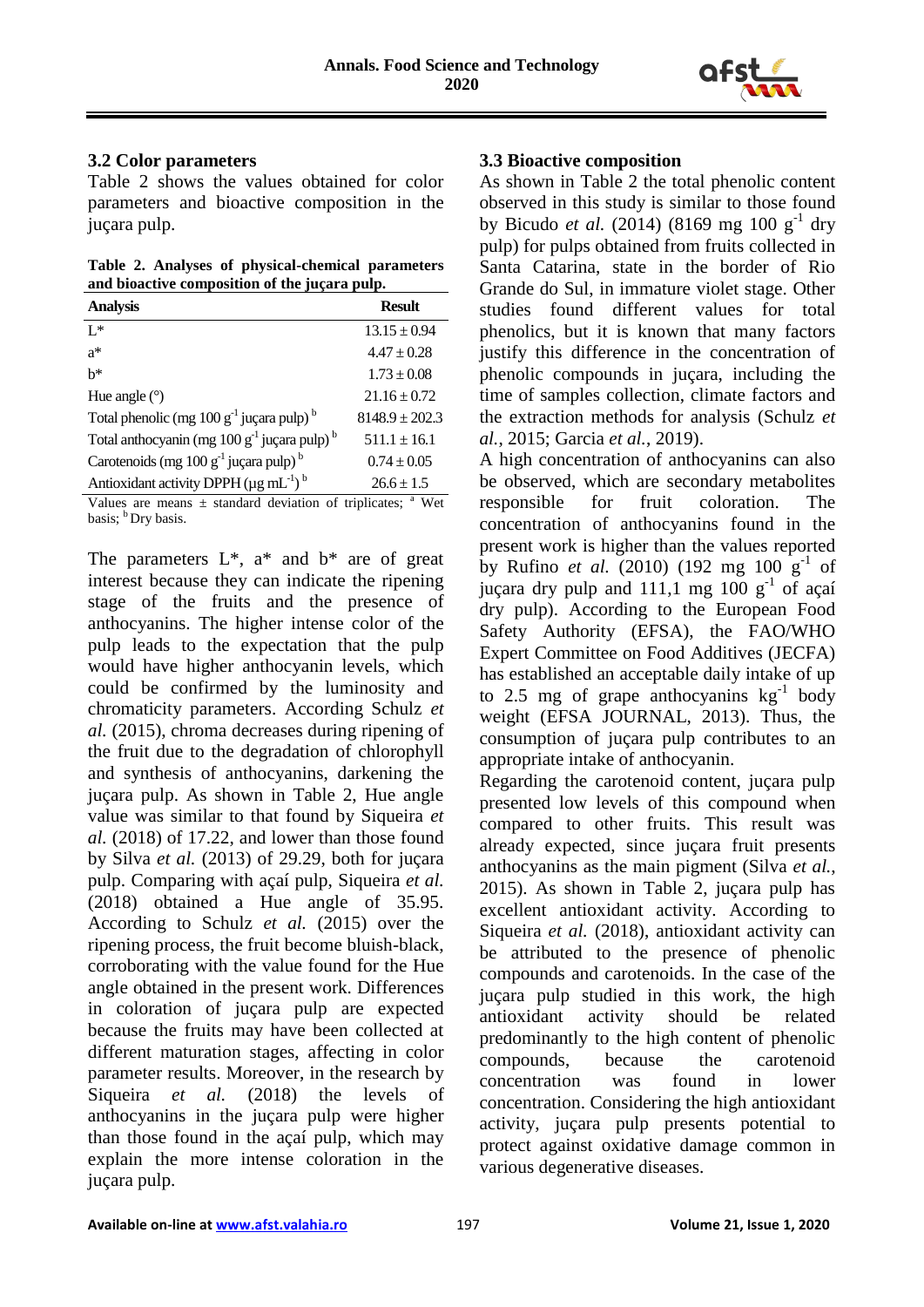### 3.2 Color parameters

Table 2 shows the values obtained for color parameters and bioactive composition in the juçara pulp.

**Table 2. Analyses of physical-chemical parameters and bioactive composition of the juçara pulp.**

| Analysis | Result |
|---|---|
| L* | 13.15 ± 0.94 |
| a* | 4.47 ± 0.28 |
| b* | 1.73 ± 0.08 |
| Hue angle (°) | 21.16 ± 0.72 |
| Total phenolic (mg 100 $g^{-1}$ juçara pulp) [b] | 8148.9 ± 202.3 |
| Total anthocyanin (mg 100 $g^{-1}$ juçara pulp) [b] | 511.1 ± 16.1 |
| Carotenoids (mg 100 $g^{-1}$ juçara pulp) [b] | 0.74 ± 0.05 |
| Antioxidant activity DPPH (μg $mL^{-1}$) [b] | 26.6 ± 1.5 |

Values are means ± standard deviation of triplicates; [a] Wet basis; [b] Dry basis.

The parameters L*, a* and b* are of great interest because they can indicate the ripening stage of the fruits and the presence of anthocyanins. The higher intense color of the pulp leads to the expectation that the pulp would have higher anthocyanin levels, which could be confirmed by the luminosity and chromaticity parameters. According Schulz *et al.* (2015), chroma decreases during ripening of the fruit due to the degradation of chlorophyll and synthesis of anthocyanins, darkening the juçara pulp. As shown in Table 2, Hue angle value was similar to that found by Siqueira *et al.* (2018) of 17.22, and lower than those found by Silva *et al.* (2013) of 29.29, both for juçara pulp. Comparing with açaí pulp, Siqueira *et al.* (2018) obtained a Hue angle of 35.95. According to Schulz *et al.* (2015) over the ripening process, the fruit become bluish-black, corroborating with the value found for the Hue angle obtained in the present work. Differences in coloration of juçara pulp are expected because the fruits may have been collected at different maturation stages, affecting in color parameter results. Moreover, in the research by Siqueira *et al.* (2018) the levels of anthocyanins in the juçara pulp were higher than those found in the açaí pulp, which may explain the more intense coloration in the juçara pulp.

### 3.3 Bioactive composition

As shown in Table 2 the total phenolic content observed in this study is similar to those found by Bicudo *et al.* (2014) (8169 mg 100 $g^{-1}$ dry pulp) for pulps obtained from fruits collected in Santa Catarina, state in the border of Rio Grande do Sul, in immature violet stage. Other studies found different values for total phenolics, but it is known that many factors justify this difference in the concentration of phenolic compounds in juçara, including the time of samples collection, climate factors and the extraction methods for analysis (Schulz *et al.*, 2015; Garcia *et al.*, 2019).

A high concentration of anthocyanins can also be observed, which are secondary metabolites responsible for fruit coloration. The concentration of anthocyanins found in the present work is higher than the values reported by Rufino *et al.* (2010) (192 mg 100 $g^{-1}$ of juçara dry pulp and 111,1 mg 100 $g^{-1}$ of açaí dry pulp). According to the European Food Safety Authority (EFSA), the FAO/WHO Expert Committee on Food Additives (JECFA) has established an acceptable daily intake of up to 2.5 mg of grape anthocyanins $kg^{-1}$ body weight (EFSA JOURNAL, 2013). Thus, the consumption of juçara pulp contributes to an appropriate intake of anthocyanin.

Regarding the carotenoid content, juçara pulp presented low levels of this compound when compared to other fruits. This result was already expected, since juçara fruit presents anthocyanins as the main pigment (Silva *et al.*, 2015). As shown in Table 2, juçara pulp has excellent antioxidant activity. According to Siqueira *et al.* (2018), antioxidant activity can be attributed to the presence of phenolic compounds and carotenoids. In the case of the juçara pulp studied in this work, the high antioxidant activity should be related predominantly to the high content of phenolic compounds, because the carotenoid concentration was found in lower concentration. Considering the high antioxidant activity, juçara pulp presents potential to protect against oxidative damage common in various degenerative diseases.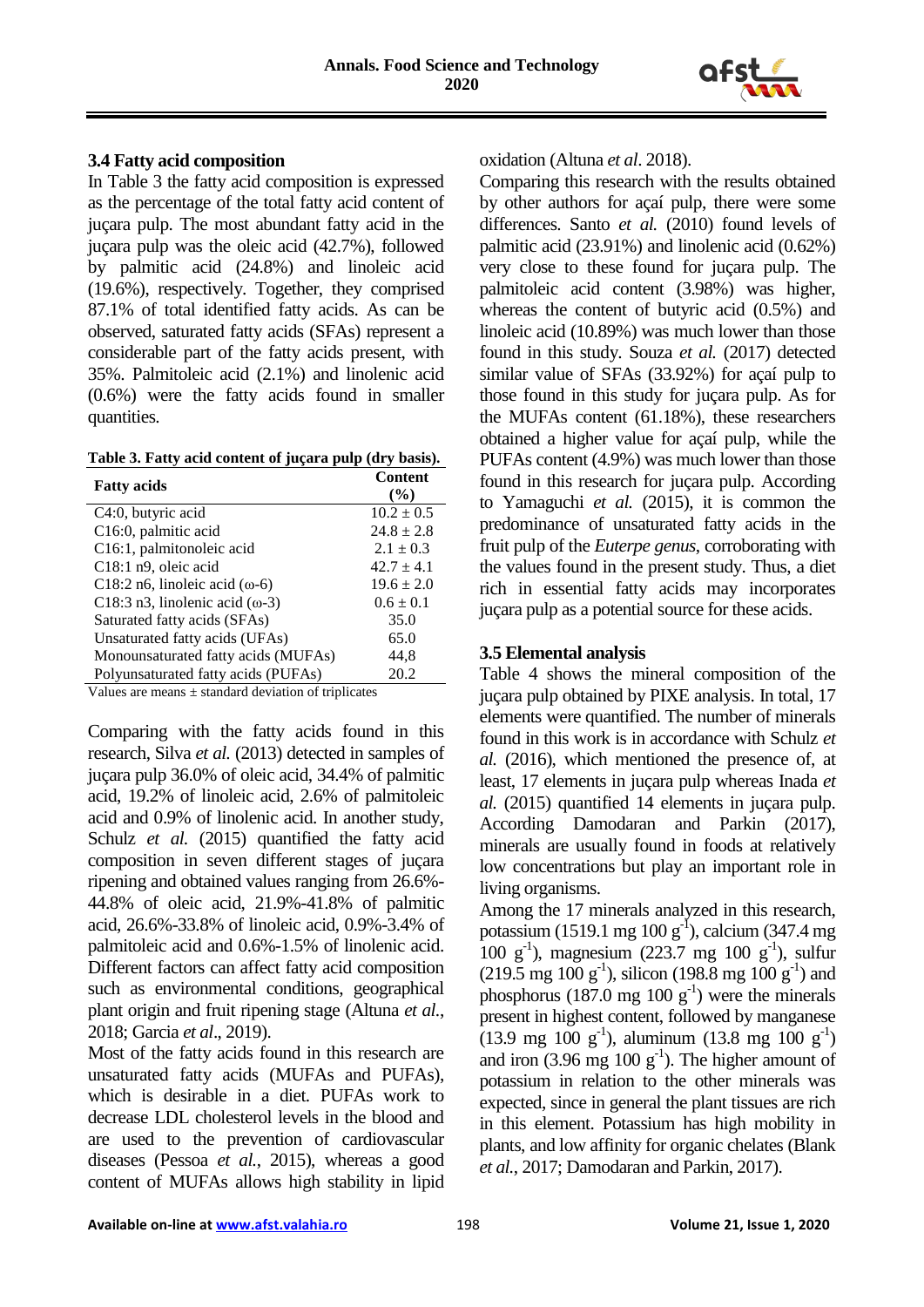### 3.4 Fatty acid composition

In Table 3 the fatty acid composition is expressed as the percentage of the total fatty acid content of juçara pulp. The most abundant fatty acid in the juçara pulp was the oleic acid (42.7%), followed by palmitic acid (24.8%) and linoleic acid (19.6%), respectively. Together, they comprised 87.1% of total identified fatty acids. As can be observed, saturated fatty acids (SFAs) represent a considerable part of the fatty acids present, with 35%. Palmitoleic acid (2.1%) and linolenic acid (0.6%) were the fatty acids found in smaller quantities.

**Table 3. Fatty acid content of juçara pulp (dry basis).**

| Fatty acids | Content (%) |
|---|---|
| C4:0, butyric acid | 10.2 ± 0.5 |
| C16:0, palmitic acid | 24.8 ± 2.8 |
| C16:1, palmitonoleic acid | 2.1 ± 0.3 |
| C18:1 n9, oleic acid | 42.7 ± 4.1 |
| C18:2 n6, linoleic acid (ω-6) | 19.6 ± 2.0 |
| C18:3 n3, linolenic acid (ω-3) | 0.6 ± 0.1 |
| Saturated fatty acids (SFAs) | 35.0 |
| Unsaturated fatty acids (UFAs) | 65.0 |
| Monounsaturated fatty acids (MUFAs) | 44,8 |
| Polyunsaturated fatty acids (PUFAs) | 20.2 |

Values are means ± standard deviation of triplicates

Comparing with the fatty acids found in this research, Silva *et al.* (2013) detected in samples of juçara pulp 36.0% of oleic acid, 34.4% of palmitic acid, 19.2% of linoleic acid, 2.6% of palmitoleic acid and 0.9% of linolenic acid. In another study, Schulz *et al.* (2015) quantified the fatty acid composition in seven different stages of juçara ripening and obtained values ranging from 26.6%-44.8% of oleic acid, 21.9%-41.8% of palmitic acid, 26.6%-33.8% of linoleic acid, 0.9%-3.4% of palmitoleic acid and 0.6%-1.5% of linolenic acid. Different factors can affect fatty acid composition such as environmental conditions, geographical plant origin and fruit ripening stage (Altuna *et al.*, 2018; Garcia *et al*., 2019).

Most of the fatty acids found in this research are unsaturated fatty acids (MUFAs and PUFAs), which is desirable in a diet. PUFAs work to decrease LDL cholesterol levels in the blood and are used to the prevention of cardiovascular diseases (Pessoa *et al.*, 2015), whereas a good content of MUFAs allows high stability in lipid oxidation (Altuna *et al*. 2018).

Comparing this research with the results obtained by other authors for açaí pulp, there were some differences. Santo *et al.* (2010) found levels of palmitic acid (23.91%) and linolenic acid (0.62%) very close to these found for juçara pulp. The palmitoleic acid content (3.98%) was higher, whereas the content of butyric acid (0.5%) and linoleic acid (10.89%) was much lower than those found in this study. Souza *et al.* (2017) detected similar value of SFAs (33.92%) for açaí pulp to those found in this study for juçara pulp. As for the MUFAs content (61.18%), these researchers obtained a higher value for açaí pulp, while the PUFAs content (4.9%) was much lower than those found in this research for juçara pulp. According to Yamaguchi *et al.* (2015), it is common the predominance of unsaturated fatty acids in the fruit pulp of the *Euterpe genus*, corroborating with the values found in the present study. Thus, a diet rich in essential fatty acids may incorporates juçara pulp as a potential source for these acids.

### 3.5 Elemental analysis

Table 4 shows the mineral composition of the juçara pulp obtained by PIXE analysis. In total, 17 elements were quantified. The number of minerals found in this work is in accordance with Schulz *et al.* (2016), which mentioned the presence of, at least, 17 elements in juçara pulp whereas Inada *et al.* (2015) quantified 14 elements in juçara pulp. According Damodaran and Parkin (2017), minerals are usually found in foods at relatively low concentrations but play an important role in living organisms.

Among the 17 minerals analyzed in this research, potassium (1519.1 mg 100 $g^{-1}$), calcium (347.4 mg 100 $g^{-1}$), magnesium (223.7 mg 100 $g^{-1}$), sulfur (219.5 mg 100 $g^{-1}$), silicon (198.8 mg 100 $g^{-1}$) and phosphorus (187.0 mg 100 $g^{-1}$) were the minerals present in highest content, followed by manganese (13.9 mg 100 $g^{-1}$), aluminum (13.8 mg 100 $g^{-1}$) and iron (3.96 mg 100 $g^{-1}$). The higher amount of potassium in relation to the other minerals was expected, since in general the plant tissues are rich in this element. Potassium has high mobility in plants, and low affinity for organic chelates (Blank *et al.*, 2017; Damodaran and Parkin, 2017).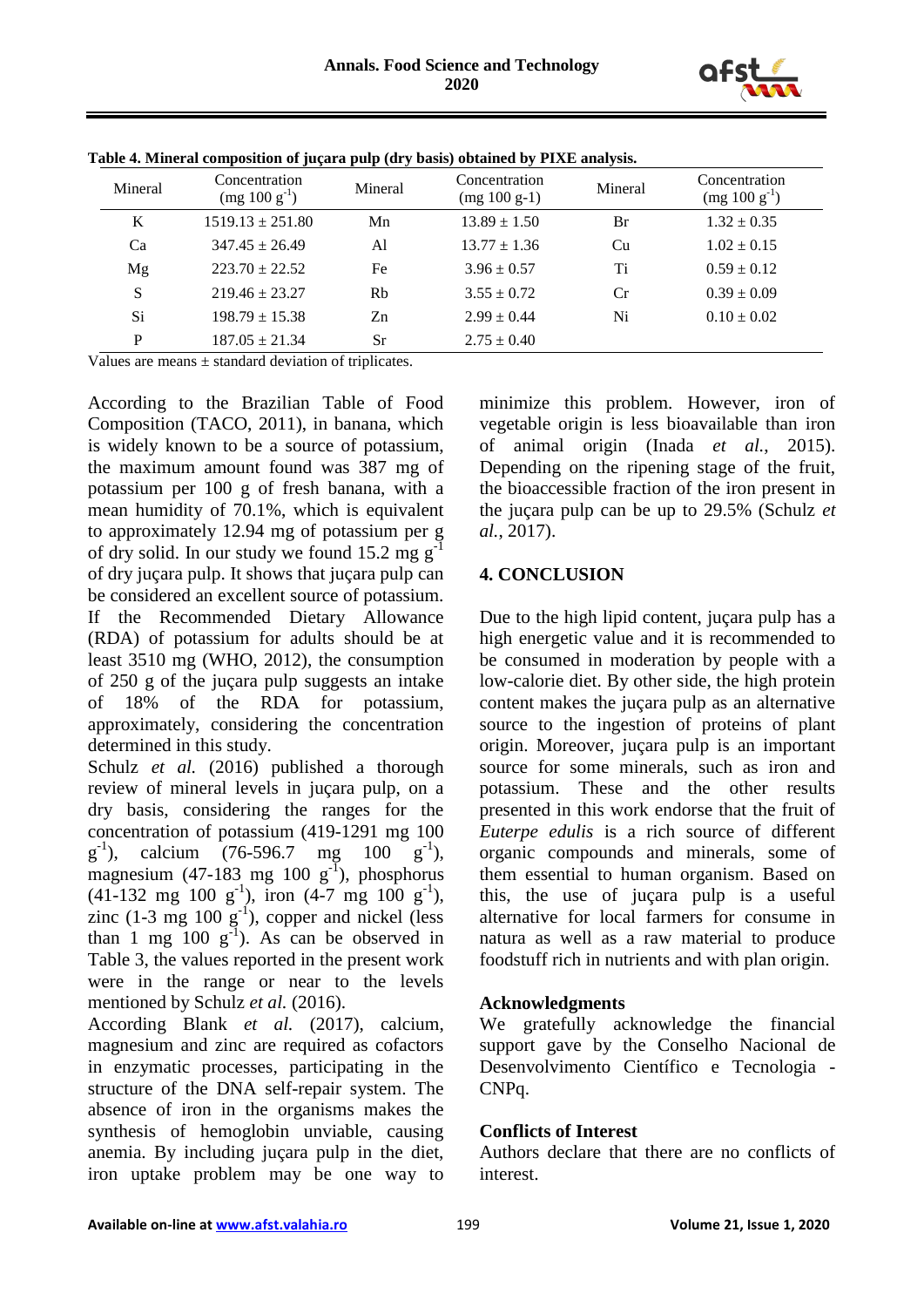**Table 4. Mineral composition of juçara pulp (dry basis) obtained by PIXE analysis.**

| Mineral | Concentration (mg 100 g$^{-1}$) | Mineral | Concentration (mg 100 g-1) | Mineral | Concentration (mg 100 g$^{-1}$) |
|---|---|---|---|---|---|
| K | 1519.13 ± 251.80 | Mn | 13.89 ± 1.50 | Br | 1.32 ± 0.35 |
| Ca | 347.45 ± 26.49 | Al | 13.77 ± 1.36 | Cu | 1.02 ± 0.15 |
| Mg | 223.70 ± 22.52 | Fe | 3.96 ± 0.57 | Ti | 0.59 ± 0.12 |
| S | 219.46 ± 23.27 | Rb | 3.55 ± 0.72 | Cr | 0.39 ± 0.09 |
| Si | 198.79 ± 15.38 | Zn | 2.99 ± 0.44 | Ni | 0.10 ± 0.02 |
| P | 187.05 ± 21.34 | Sr | 2.75 ± 0.40 | | |

Values are means ± standard deviation of triplicates.

According to the Brazilian Table of Food Composition (TACO, 2011), in banana, which is widely known to be a source of potassium, the maximum amount found was 387 mg of potassium per 100 g of fresh banana, with a mean humidity of 70.1%, which is equivalent to approximately 12.94 mg of potassium per g of dry solid. In our study we found 15.2 mg g$^{-1}$ of dry juçara pulp. It shows that juçara pulp can be considered an excellent source of potassium. If the Recommended Dietary Allowance (RDA) of potassium for adults should be at least 3510 mg (WHO, 2012), the consumption of 250 g of the juçara pulp suggests an intake of 18% of the RDA for potassium, approximately, considering the concentration determined in this study.

Schulz *et al.* (2016) published a thorough review of mineral levels in juçara pulp, on a dry basis, considering the ranges for the concentration of potassium (419-1291 mg 100 g$^{-1}$), calcium (76-596.7 mg 100 g$^{-1}$), magnesium (47-183 mg 100 g$^{-1}$), phosphorus (41-132 mg 100 g$^{-1}$), iron (4-7 mg 100 g$^{-1}$), zinc (1-3 mg 100 g$^{-1}$), copper and nickel (less than 1 mg 100 g$^{-1}$). As can be observed in Table 3, the values reported in the present work were in the range or near to the levels mentioned by Schulz *et al.* (2016).

According Blank *et al.* (2017), calcium, magnesium and zinc are required as cofactors in enzymatic processes, participating in the structure of the DNA self-repair system. The absence of iron in the organisms makes the synthesis of hemoglobin unviable, causing anemia. By including juçara pulp in the diet, iron uptake problem may be one way to minimize this problem. However, iron of vegetable origin is less bioavailable than iron of animal origin (Inada *et al.*, 2015). Depending on the ripening stage of the fruit, the bioaccessible fraction of the iron present in the juçara pulp can be up to 29.5% (Schulz *et al.*, 2017).

## 4. CONCLUSION

Due to the high lipid content, juçara pulp has a high energetic value and it is recommended to be consumed in moderation by people with a low-calorie diet. By other side, the high protein content makes the juçara pulp as an alternative source to the ingestion of proteins of plant origin. Moreover, juçara pulp is an important source for some minerals, such as iron and potassium. These and the other results presented in this work endorse that the fruit of *Euterpe edulis* is a rich source of different organic compounds and minerals, some of them essential to human organism. Based on this, the use of juçara pulp is a useful alternative for local farmers for consume in natura as well as a raw material to produce foodstuff rich in nutrients and with plan origin.

### Acknowledgments

We gratefully acknowledge the financial support gave by the Conselho Nacional de Desenvolvimento Científico e Tecnologia - CNPq.

### Conflicts of Interest

Authors declare that there are no conflicts of interest.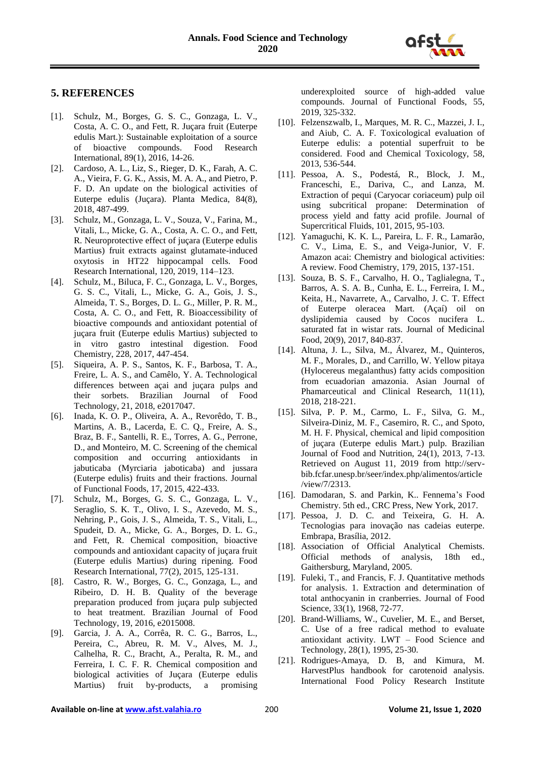## 5. REFERENCES

[1]. Schulz, M., Borges, G. S. C., Gonzaga, L. V., Costa, A. C. O., and Fett, R. Juçara fruit (Euterpe edulis Mart.): Sustainable exploitation of a source of bioactive compounds. Food Research International, 89(1), 2016, 14-26.

[2]. Cardoso, A. L., Liz, S., Rieger, D. K., Farah, A. C. A., Vieira, F. G. K., Assis, M. A. A., and Pietro, P. F. D. An update on the biological activities of Euterpe edulis (Juçara). Planta Medica, 84(8), 2018, 487-499.

[3]. Schulz, M., Gonzaga, L. V., Souza, V., Farina, M., Vitali, L., Micke, G. A., Costa, A. C. O., and Fett, R. Neuroprotective effect of juçara (Euterpe edulis Martius) fruit extracts against glutamate-induced oxytosis in HT22 hippocampal cells. Food Research International, 120, 2019, 114–123.

[4]. Schulz, M., Biluca, F. C., Gonzaga, L. V., Borges, G. S. C., Vitali, L., Micke, G. A., Gois, J. S., Almeida, T. S., Borges, D. L. G., Miller, P. R. M., Costa, A. C. O., and Fett, R. Bioaccessibility of bioactive compounds and antioxidant potential of juçara fruit (Euterpe edulis Martius) subjected to in vitro gastro intestinal digestion. Food Chemistry, 228, 2017, 447-454.

[5]. Siqueira, A. P. S., Santos, K. F., Barbosa, T. A., Freire, L. A. S., and Camêlo, Y. A. Technological differences between açai and juçara pulps and their sorbets. Brazilian Journal of Food Technology, 21, 2018, e2017047.

[6]. Inada, K. O. P., Oliveira, A. A., Revorêdo, T. B., Martins, A. B., Lacerda, E. C. Q., Freire, A. S., Braz, B. F., Santelli, R. E., Torres, A. G., Perrone, D., and Monteiro, M. C. Screening of the chemical composition and occurring antioxidants in jabuticaba (Myrciaria jaboticaba) and jussara (Euterpe edulis) fruits and their fractions. Journal of Functional Foods, 17, 2015, 422-433.

[7]. Schulz, M., Borges, G. S. C., Gonzaga, L. V., Seraglio, S. K. T., Olivo, I. S., Azevedo, M. S., Nehring, P., Gois, J. S., Almeida, T. S., Vitali, L., Spudeit, D. A., Micke, G. A., Borges, D. L. G., and Fett, R. Chemical composition, bioactive compounds and antioxidant capacity of juçara fruit (Euterpe edulis Martius) during ripening. Food Research International, 77(2), 2015, 125-131.

[8]. Castro, R. W., Borges, G. C., Gonzaga, L., and Ribeiro, D. H. B. Quality of the beverage preparation produced from juçara pulp subjected to heat treatment. Brazilian Journal of Food Technology, 19, 2016, e2015008.

[9]. Garcia, J. A. A., Corrêa, R. C. G., Barros, L., Pereira, C., Abreu, R. M. V., Alves, M. J., Calhelha, R. C., Bracht, A., Peralta, R. M., and Ferreira, I. C. F. R. Chemical composition and biological activities of Juçara (Euterpe edulis Martius) fruit by-products, a promising underexploited source of high-added value compounds. Journal of Functional Foods, 55, 2019, 325-332.

[10]. Felzenszwalb, I., Marques, M. R. C., Mazzei, J. I., and Aiub, C. A. F. Toxicological evaluation of Euterpe edulis: a potential superfruit to be considered. Food and Chemical Toxicology, 58, 2013, 536-544.

[11]. Pessoa, A. S., Podestá, R., Block, J. M., Franceschi, E., Dariva, C., and Lanza, M. Extraction of pequi (Caryocar coriaceum) pulp oil using subcritical propane: Determination of process yield and fatty acid profile. Journal of Supercritical Fluids, 101, 2015, 95-103.

[12]. Yamaguchi, K. K. L., Pareira, L. F. R., Lamarão, C. V., Lima, E. S., and Veiga-Junior, V. F. Amazon acai: Chemistry and biological activities: A review. Food Chemistry, 179, 2015, 137-151.

[13]. Souza, B. S. F., Carvalho, H. O., Taglialegna, T., Barros, A. S. A. B., Cunha, E. L., Ferreira, I. M., Keita, H., Navarrete, A., Carvalho, J. C. T. Effect of Euterpe oleracea Mart. (Açaí) oil on dyslipidemia caused by Cocos nucifera L. saturated fat in wistar rats. Journal of Medicinal Food, 20(9), 2017, 840-837.

[14]. Altuna, J. L., Silva, M., Álvarez, M., Quinteros, M. F., Morales, D., and Carrillo, W. Yellow pitaya (Hylocereus megalanthus) fatty acids composition from ecuadorian amazonia. Asian Journal of Phamarceutical and Clinical Research, 11(11), 2018, 218-221.

[15]. Silva, P. P. M., Carmo, L. F., Silva, G. M., Silveira-Diniz, M. F., Casemiro, R. C., and Spoto, M. H. F. Physical, chemical and lipid composition of juçara (Euterpe edulis Mart.) pulp. Brazilian Journal of Food and Nutrition, 24(1), 2013, 7-13. Retrieved on August 11, 2019 from http://serv-bib.fcfar.unesp.br/seer/index.php/alimentos/article/view/7/2313.

[16]. Damodaran, S. and Parkin, K.. Fennema's Food Chemistry. 5th ed., CRC Press, New York, 2017.

[17]. Pessoa, J. D. C. and Teixeira, G. H. A. Tecnologias para inovação nas cadeias euterpe. Embrapa, Brasília, 2012.

[18]. Association of Official Analytical Chemists. Official methods of analysis, 18th ed., Gaithersburg, Maryland, 2005.

[19]. Fuleki, T., and Francis, F. J. Quantitative methods for analysis. 1. Extraction and determination of total anthocyanin in cranberries. Journal of Food Science, 33(1), 1968, 72-77.

[20]. Brand-Williams, W., Cuvelier, M. E., and Berset, C. Use of a free radical method to evaluate antioxidant activity. LWT – Food Science and Technology, 28(1), 1995, 25-30.

[21]. Rodrigues-Amaya, D. B, and Kimura, M. HarvestPlus handbook for carotenoid analysis. International Food Policy Research Institute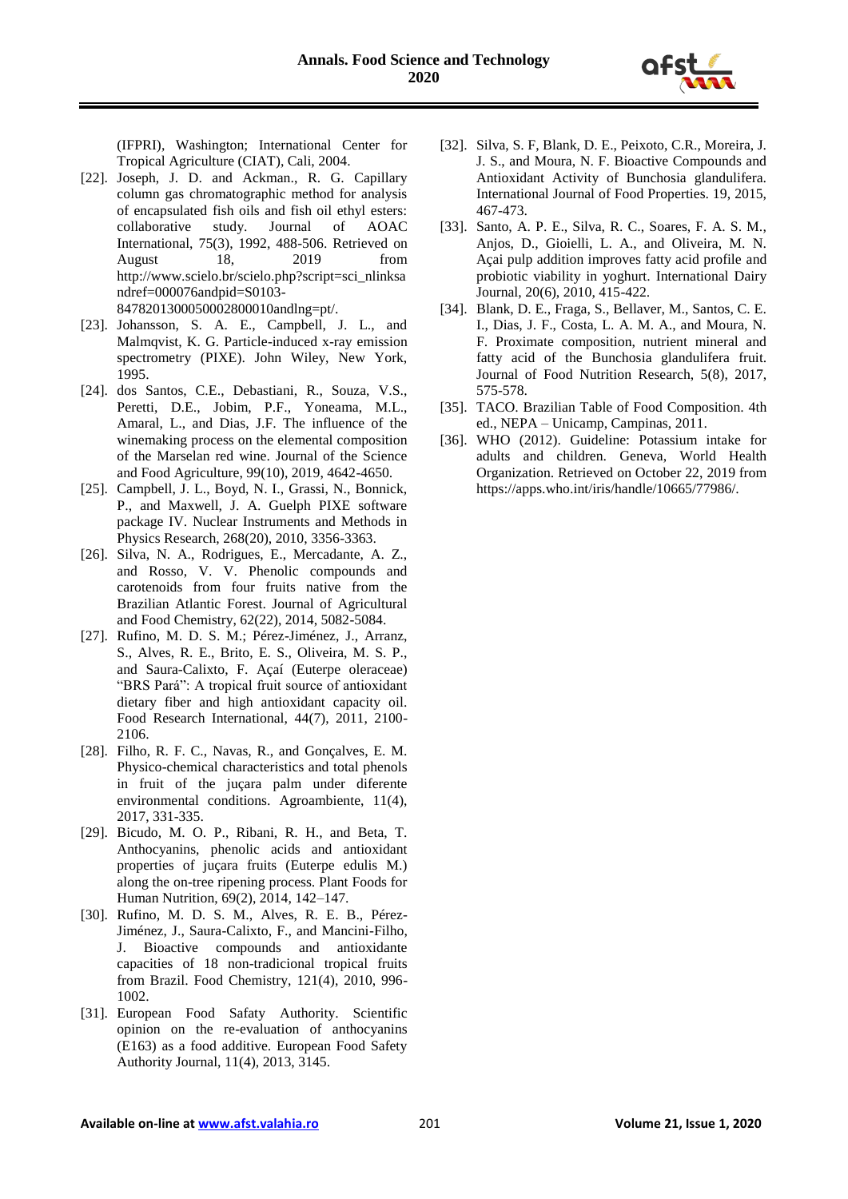(IFPRI), Washington; International Center for Tropical Agriculture (CIAT), Cali, 2004.

[22]. Joseph, J. D. and Ackman., R. G. Capillary column gas chromatographic method for analysis of encapsulated fish oils and fish oil ethyl esters: collaborative study. Journal of AOAC International, 75(3), 1992, 488-506. Retrieved on August 18, 2019 from http://www.scielo.br/scielo.php?script=sci_nlinksandref=000076andpid=S0103-84782013000500028000010andlng=pt/.

[23]. Johansson, S. A. E., Campbell, J. L., and Malmqvist, K. G. Particle-induced x-ray emission spectrometry (PIXE). John Wiley, New York, 1995.

[24]. dos Santos, C.E., Debastiani, R., Souza, V.S., Peretti, D.E., Jobim, P.F., Yoneama, M.L., Amaral, L., and Dias, J.F. The influence of the winemaking process on the elemental composition of the Marselan red wine. Journal of the Science and Food Agriculture, 99(10), 2019, 4642-4650.

[25]. Campbell, J. L., Boyd, N. I., Grassi, N., Bonnick, P., and Maxwell, J. A. Guelph PIXE software package IV. Nuclear Instruments and Methods in Physics Research, 268(20), 2010, 3356-3363.

[26]. Silva, N. A., Rodrigues, E., Mercadante, A. Z., and Rosso, V. V. Phenolic compounds and carotenoids from four fruits native from the Brazilian Atlantic Forest. Journal of Agricultural and Food Chemistry, 62(22), 2014, 5082-5084.

[27]. Rufino, M. D. S. M.; Pérez-Jiménez, J., Arranz, S., Alves, R. E., Brito, E. S., Oliveira, M. S. P., and Saura-Calixto, F. Açaí (Euterpe oleraceae) "BRS Pará": A tropical fruit source of antioxidant dietary fiber and high antioxidant capacity oil. Food Research International, 44(7), 2011, 2100-2106.

[28]. Filho, R. F. C., Navas, R., and Gonçalves, E. M. Physico-chemical characteristics and total phenols in fruit of the juçara palm under diferente environmental conditions. Agroambiente, 11(4), 2017, 331-335.

[29]. Bicudo, M. O. P., Ribani, R. H., and Beta, T. Anthocyanins, phenolic acids and antioxidant properties of juçara fruits (Euterpe edulis M.) along the on-tree ripening process. Plant Foods for Human Nutrition, 69(2), 2014, 142–147.

[30]. Rufino, M. D. S. M., Alves, R. E. B., Pérez-Jiménez, J., Saura-Calixto, F., and Mancini-Filho, J. Bioactive compounds and antioxidante capacities of 18 non-tradicional tropical fruits from Brazil. Food Chemistry, 121(4), 2010, 996-1002.

[31]. European Food Safaty Authority. Scientific opinion on the re-evaluation of anthocyanins (E163) as a food additive. European Food Safety Authority Journal, 11(4), 2013, 3145.

[32]. Silva, S. F, Blank, D. E., Peixoto, C.R., Moreira, J. J. S., and Moura, N. F. Bioactive Compounds and Antioxidant Activity of Bunchosia glandulifera. International Journal of Food Properties. 19, 2015, 467-473.

[33]. Santo, A. P. E., Silva, R. C., Soares, F. A. S. M., Anjos, D., Gioielli, L. A., and Oliveira, M. N. Açai pulp addition improves fatty acid profile and probiotic viability in yoghurt. International Dairy Journal, 20(6), 2010, 415-422.

[34]. Blank, D. E., Fraga, S., Bellaver, M., Santos, C. E. I., Dias, J. F., Costa, L. A. M. A., and Moura, N. F. Proximate composition, nutrient mineral and fatty acid of the Bunchosia glandulifera fruit. Journal of Food Nutrition Research, 5(8), 2017, 575-578.

[35]. TACO. Brazilian Table of Food Composition. 4th ed., NEPA – Unicamp, Campinas, 2011.

[36]. WHO (2012). Guideline: Potassium intake for adults and children. Geneva, World Health Organization. Retrieved on October 22, 2019 from https://apps.who.int/iris/handle/10665/77986/.